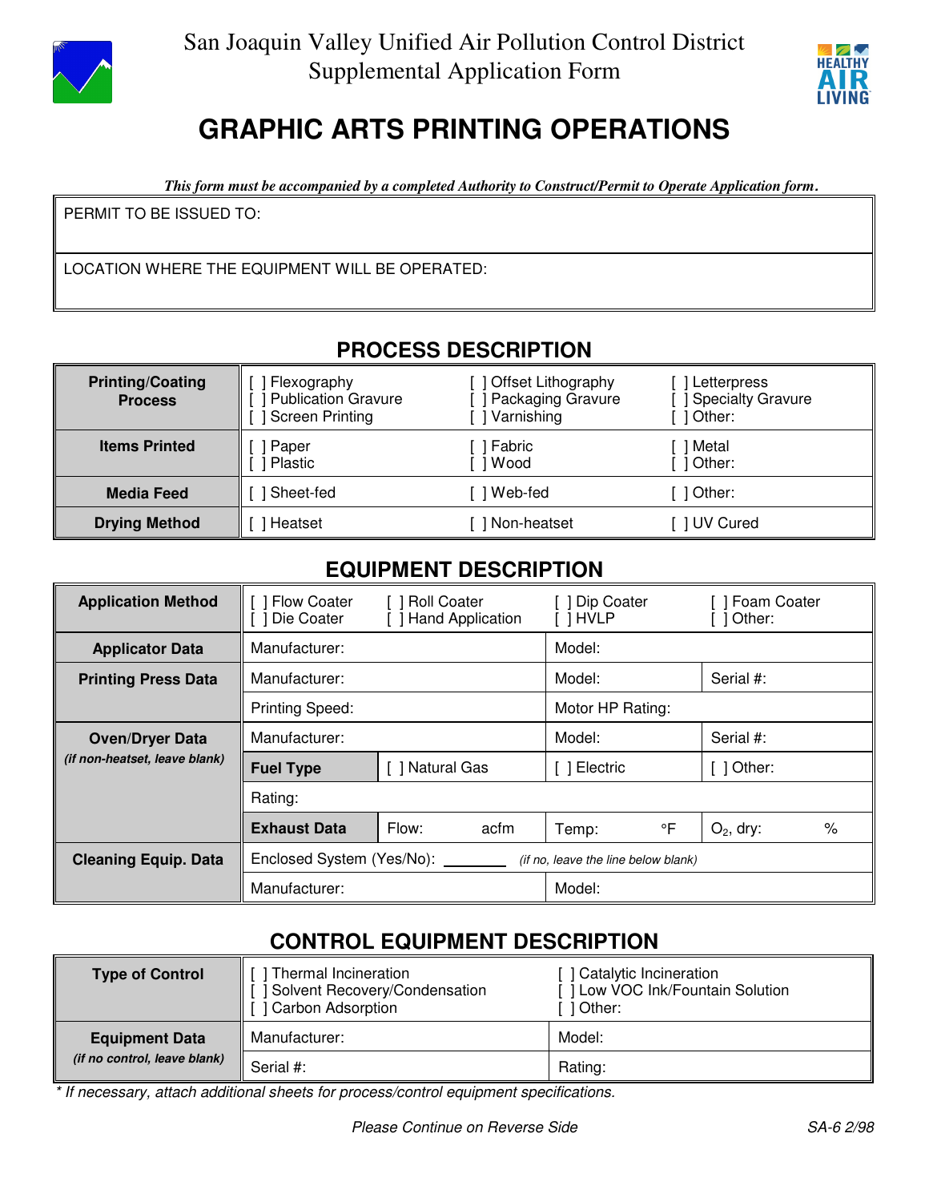San Joaquin Valley Unified Air Pollution Control District
Supplemental Application Form

# GRAPHIC ARTS PRINTING OPERATIONS

***This form must be accompanied by a completed Authority to Construct/Permit to Operate Application form.***

| PERMIT TO BE ISSUED TO: |
|---|
| LOCATION WHERE THE EQUIPMENT WILL BE OPERATED: |

## PROCESS DESCRIPTION

| | | | |
|---|---|---|---|
| **Printing/Coating Process** | [ ] Flexography<br>[ ] Publication Gravure<br>[ ] Screen Printing | [ ] Offset Lithography<br>[ ] Packaging Gravure<br>[ ] Varnishing | [ ] Letterpress<br>[ ] Specialty Gravure<br>[ ] Other: |
| **Items Printed** | [ ] Paper<br>[ ] Plastic | [ ] Fabric<br>[ ] Wood | [ ] Metal<br>[ ] Other: |
| **Media Feed** | [ ] Sheet-fed | [ ] Web-fed | [ ] Other: |
| **Drying Method** | [ ] Heatset | [ ] Non-heatset | [ ] UV Cured |

## EQUIPMENT DESCRIPTION

| | | | | |
|---|---|---|---|---|
| **Application Method** | [ ] Flow Coater<br>[ ] Die Coater | [ ] Roll Coater<br>[ ] Hand Application | [ ] Dip Coater<br>[ ] HVLP | [ ] Foam Coater<br>[ ] Other: |
| **Applicator Data** | Manufacturer: | | Model: | |
| **Printing Press Data** | Manufacturer: | | Model: | Serial #: |
| | Printing Speed: | | Motor HP Rating: | |
| **Oven/Dryer Data** *(if non-heatset, leave blank)* | Manufacturer: | | Model: | Serial #: |
| | **Fuel Type** | [ ] Natural Gas | [ ] Electric | [ ] Other: |
| | Rating: | | | |
| | **Exhaust Data** | Flow: acfm | Temp: °F | $O_2$, dry: % |
| **Cleaning Equip. Data** | Enclosed System (Yes/No): ________ *(if no, leave the line below blank)* | | | |
| | Manufacturer: | | Model: | |

## CONTROL EQUIPMENT DESCRIPTION

| | | |
|---|---|---|
| **Type of Control** | [ ] Thermal Incineration<br>[ ] Solvent Recovery/Condensation<br>[ ] Carbon Adsorption | [ ] Catalytic Incineration<br>[ ] Low VOC Ink/Fountain Solution<br>[ ] Other: |
| **Equipment Data** *(if no control, leave blank)* | Manufacturer: | Model: |
| | Serial #: | Rating: |

*\* If necessary, attach additional sheets for process/control equipment specifications.*

*Please Continue on Reverse Side*

*SA-6 2/98*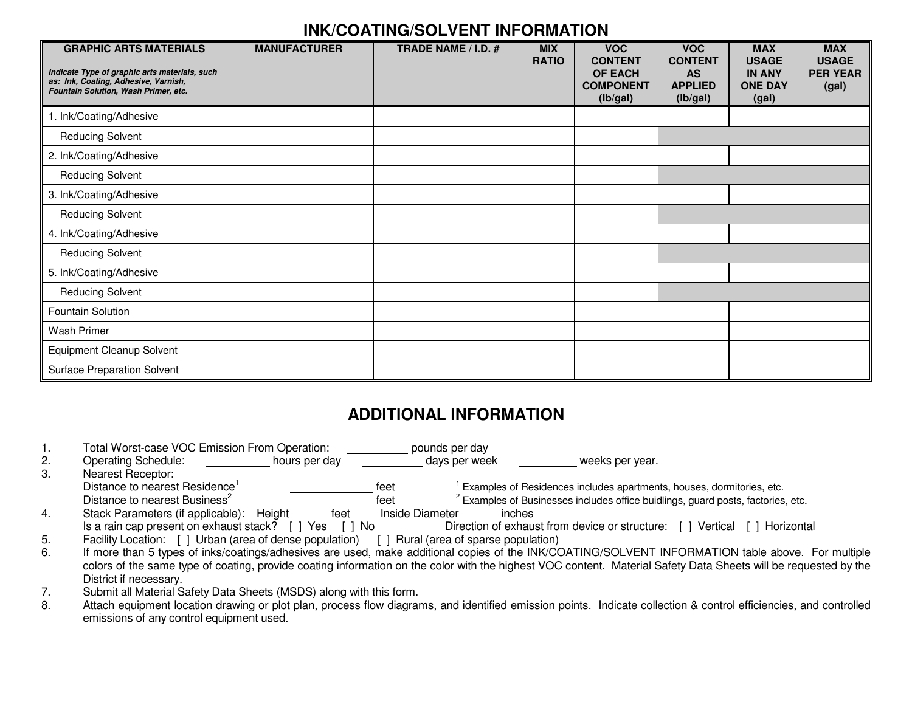# INK/COATING/SOLVENT INFORMATION

| **GRAPHIC ARTS MATERIALS**<br>*Indicate Type of graphic arts materials, such as: Ink, Coating, Adhesive, Varnish, Fountain Solution, Wash Primer, etc.* | **MANUFACTURER** | **TRADE NAME / I.D. #** | **MIX RATIO** | **VOC CONTENT OF EACH COMPONENT (lb/gal)** | **VOC CONTENT AS APPLIED (lb/gal)** | **MAX USAGE IN ANY ONE DAY (gal)** | **MAX USAGE PER YEAR (gal)** |
|---|---|---|---|---|---|---|---|
| 1. Ink/Coating/Adhesive | | | | | | | |
| Reducing Solvent | | | | | | | |
| 2. Ink/Coating/Adhesive | | | | | | | |
| Reducing Solvent | | | | | | | |
| 3. Ink/Coating/Adhesive | | | | | | | |
| Reducing Solvent | | | | | | | |
| 4. Ink/Coating/Adhesive | | | | | | | |
| Reducing Solvent | | | | | | | |
| 5. Ink/Coating/Adhesive | | | | | | | |
| Reducing Solvent | | | | | | | |
| Fountain Solution | | | | | | | |
| Wash Primer | | | | | | | |
| Equipment Cleanup Solvent | | | | | | | |
| Surface Preparation Solvent | | | | | | | |

## ADDITIONAL INFORMATION

1. Total Worst-case VOC Emission From Operation: __________ pounds per day
2. Operating Schedule: __________ hours per day __________ days per week __________ weeks per year.
3. Nearest Receptor:
   Distance to nearest Residence[1] ______________ feet
   Distance to nearest Business[2] ______________ feet
   [1] Examples of Residences includes apartments, houses, dormitories, etc.
   [2] Examples of Businesses includes office buidlings, guard posts, factories, etc.
4. Stack Parameters (if applicable): Height feet Inside Diameter inches
   Is a rain cap present on exhaust stack? [ ] Yes [ ] No Direction of exhaust from device or structure: [ ] Vertical [ ] Horizontal
5. Facility Location: [ ] Urban (area of dense population) [ ] Rural (area of sparse population)
6. If more than 5 types of inks/coatings/adhesives are used, make additional copies of the INK/COATING/SOLVENT INFORMATION table above. For multiple colors of the same type of coating, provide coating information on the color with the highest VOC content. Material Safety Data Sheets will be requested by the District if necessary.
7. Submit all Material Safety Data Sheets (MSDS) along with this form.
8. Attach equipment location drawing or plot plan, process flow diagrams, and identified emission points. Indicate collection & control efficiencies, and controlled emissions of any control equipment used.